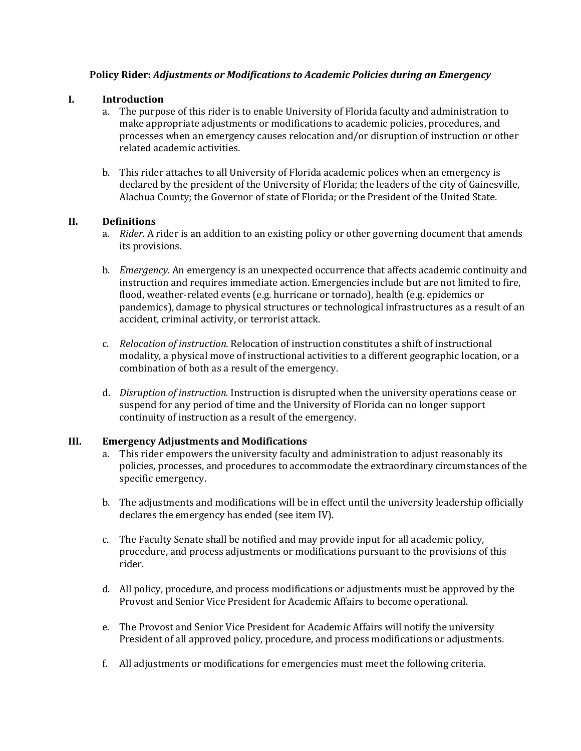**Policy Rider:** ***Adjustments or Modifications to Academic Policies during an Emergency***

## I. Introduction

a. The purpose of this rider is to enable University of Florida faculty and administration to make appropriate adjustments or modifications to academic policies, procedures, and processes when an emergency causes relocation and/or disruption of instruction or other related academic activities.

b. This rider attaches to all University of Florida academic polices when an emergency is declared by the president of the University of Florida; the leaders of the city of Gainesville, Alachua County; the Governor of state of Florida; or the President of the United State.

## II. Definitions

a. *Rider.* A rider is an addition to an existing policy or other governing document that amends its provisions.

b. *Emergency.* An emergency is an unexpected occurrence that affects academic continuity and instruction and requires immediate action. Emergencies include but are not limited to fire, flood, weather-related events (e.g. hurricane or tornado), health (e.g. epidemics or pandemics), damage to physical structures or technological infrastructures as a result of an accident, criminal activity, or terrorist attack.

c. *Relocation of instruction.* Relocation of instruction constitutes a shift of instructional modality, a physical move of instructional activities to a different geographic location, or a combination of both as a result of the emergency.

d. *Disruption of instruction.* Instruction is disrupted when the university operations cease or suspend for any period of time and the University of Florida can no longer support continuity of instruction as a result of the emergency.

## III. Emergency Adjustments and Modifications

a. This rider empowers the university faculty and administration to adjust reasonably its policies, processes, and procedures to accommodate the extraordinary circumstances of the specific emergency.

b. The adjustments and modifications will be in effect until the university leadership officially declares the emergency has ended (see item IV).

c. The Faculty Senate shall be notified and may provide input for all academic policy, procedure, and process adjustments or modifications pursuant to the provisions of this rider.

d. All policy, procedure, and process modifications or adjustments must be approved by the Provost and Senior Vice President for Academic Affairs to become operational.

e. The Provost and Senior Vice President for Academic Affairs will notify the university President of all approved policy, procedure, and process modifications or adjustments.

f. All adjustments or modifications for emergencies must meet the following criteria.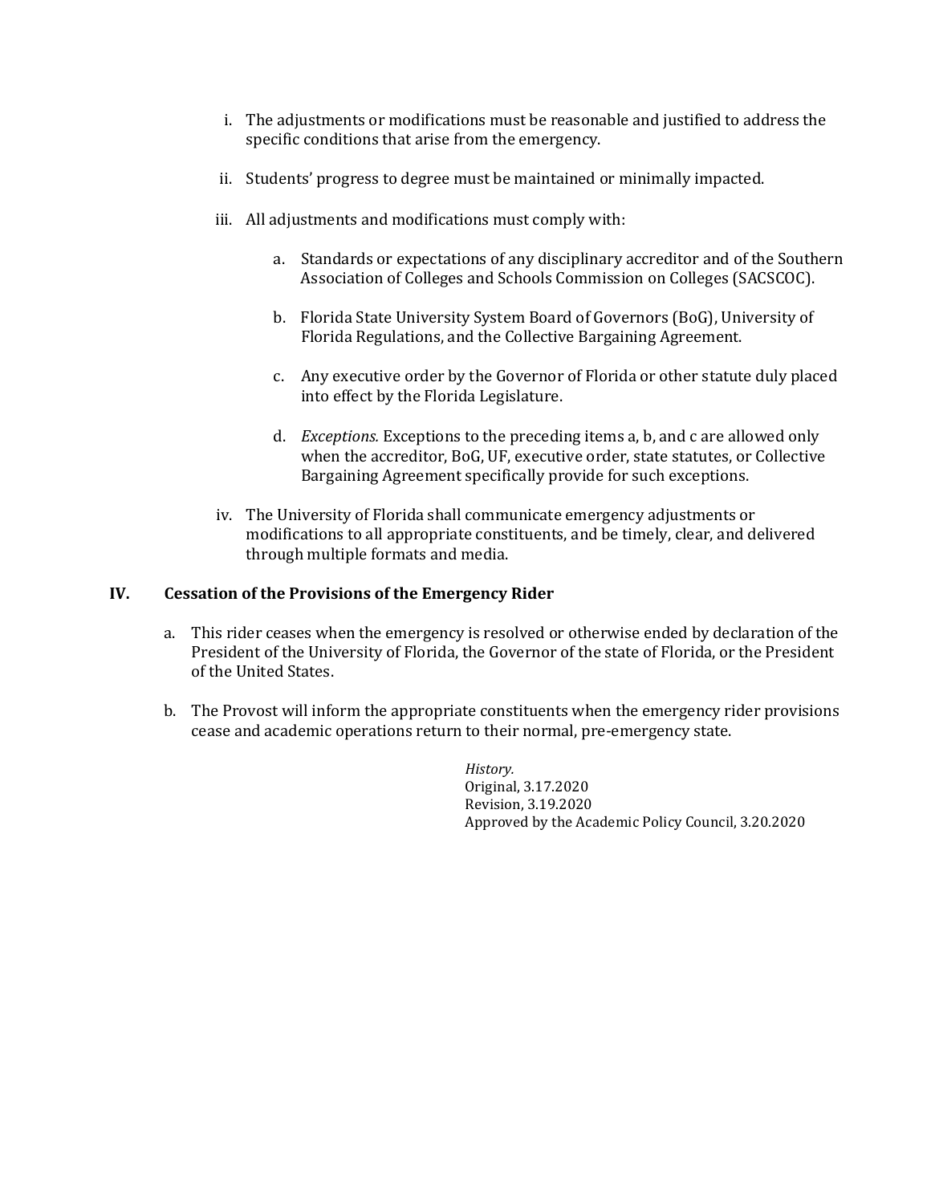i. The adjustments or modifications must be reasonable and justified to address the specific conditions that arise from the emergency.

ii. Students' progress to degree must be maintained or minimally impacted.

iii. All adjustments and modifications must comply with:

   a. Standards or expectations of any disciplinary accreditor and of the Southern Association of Colleges and Schools Commission on Colleges (SACSCOC).

   b. Florida State University System Board of Governors (BoG), University of Florida Regulations, and the Collective Bargaining Agreement.

   c. Any executive order by the Governor of Florida or other statute duly placed into effect by the Florida Legislature.

   d. *Exceptions.* Exceptions to the preceding items a, b, and c are allowed only when the accreditor, BoG, UF, executive order, state statutes, or Collective Bargaining Agreement specifically provide for such exceptions.

iv. The University of Florida shall communicate emergency adjustments or modifications to all appropriate constituents, and be timely, clear, and delivered through multiple formats and media.

## IV. Cessation of the Provisions of the Emergency Rider

a. This rider ceases when the emergency is resolved or otherwise ended by declaration of the President of the University of Florida, the Governor of the state of Florida, or the President of the United States.

b. The Provost will inform the appropriate constituents when the emergency rider provisions cease and academic operations return to their normal, pre-emergency state.

*History.*
Original, 3.17.2020
Revision, 3.19.2020
Approved by the Academic Policy Council, 3.20.2020